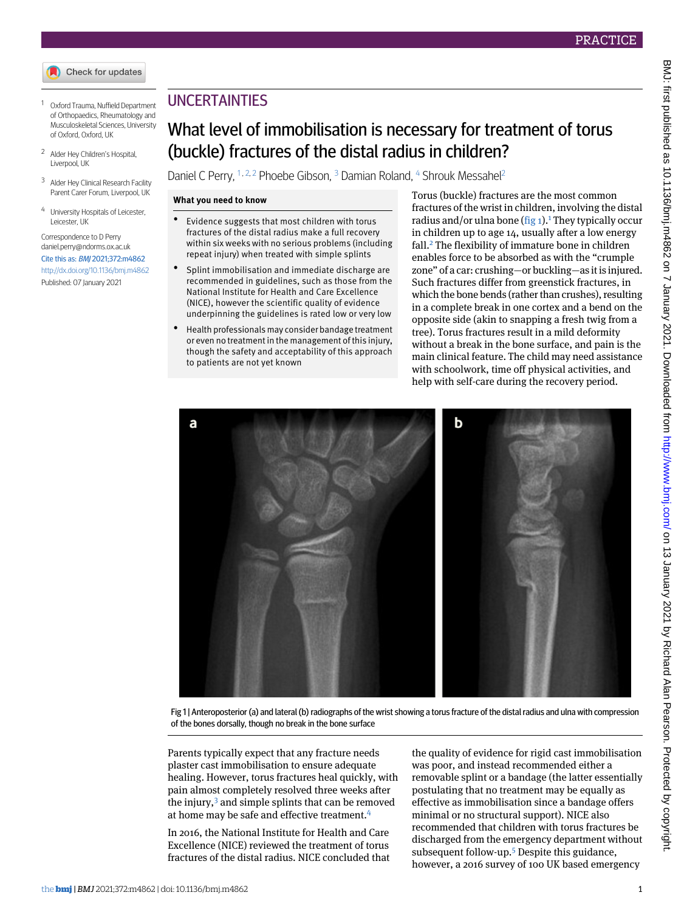PRACTICE

1 Oxford Trauma, Nuffield Department of Orthopaedics, Rheumatology and Musculoskeletal Sciences, University of Oxford, Oxford, UK

2 Alder Hey Children's Hospital, Liverpool, UK

3 Alder Hey Clinical Research Facility Parent Carer Forum, Liverpool, UK

4 University Hospitals of Leicester, Leicester, UK

Correspondence to D Perry daniel.perry@ndorms.ox.ac.uk

Cite this as: *BMJ* 2021;372:m4862

http://dx.doi.org/10.1136/bmj.m4862

Published: 07 January 2021

## UNCERTAINTIES

# What level of immobilisation is necessary for treatment of torus (buckle) fractures of the distal radius in children?

Daniel C Perry,[1,2,2] Phoebe Gibson,[3] Damian Roland,[4] Shrouk Messahel[2]

### What you need to know

- Evidence suggests that most children with torus fractures of the distal radius make a full recovery within six weeks with no serious problems (including repeat injury) when treated with simple splints
- Splint immobilisation and immediate discharge are recommended in guidelines, such as those from the National Institute for Health and Care Excellence (NICE), however the scientific quality of evidence underpinning the guidelines is rated low or very low
- Health professionals may consider bandage treatment or even no treatment in the management of this injury, though the safety and acceptability of this approach to patients are not yet known

Torus (buckle) fractures are the most common fractures of the wrist in children, involving the distal radius and/or ulna bone (fig 1).[1] They typically occur in children up to age 14, usually after a low energy fall.[2] The flexibility of immature bone in children enables force to be absorbed as with the "crumple zone" of a car: crushing—or buckling—as it is injured. Such fractures differ from greenstick fractures, in which the bone bends (rather than crushes), resulting in a complete break in one cortex and a bend on the opposite side (akin to snapping a fresh twig from a tree). Torus fractures result in a mild deformity without a break in the bone surface, and pain is the main clinical feature. The child may need assistance with schoolwork, time off physical activities, and help with self-care during the recovery period.

Fig 1 | Anteroposterior (a) and lateral (b) radiographs of the wrist showing a torus fracture of the distal radius and ulna with compression of the bones dorsally, though no break in the bone surface

Parents typically expect that any fracture needs plaster cast immobilisation to ensure adequate healing. However, torus fractures heal quickly, with pain almost completely resolved three weeks after the injury,[3] and simple splints that can be removed at home may be safe and effective treatment.[4]

In 2016, the National Institute for Health and Care Excellence (NICE) reviewed the treatment of torus fractures of the distal radius. NICE concluded that the quality of evidence for rigid cast immobilisation was poor, and instead recommended either a removable splint or a bandage (the latter essentially postulating that no treatment may be equally as effective as immobilisation since a bandage offers minimal or no structural support). NICE also recommended that children with torus fractures be discharged from the emergency department without subsequent follow-up.[5] Despite this guidance, however, a 2016 survey of 100 UK based emergency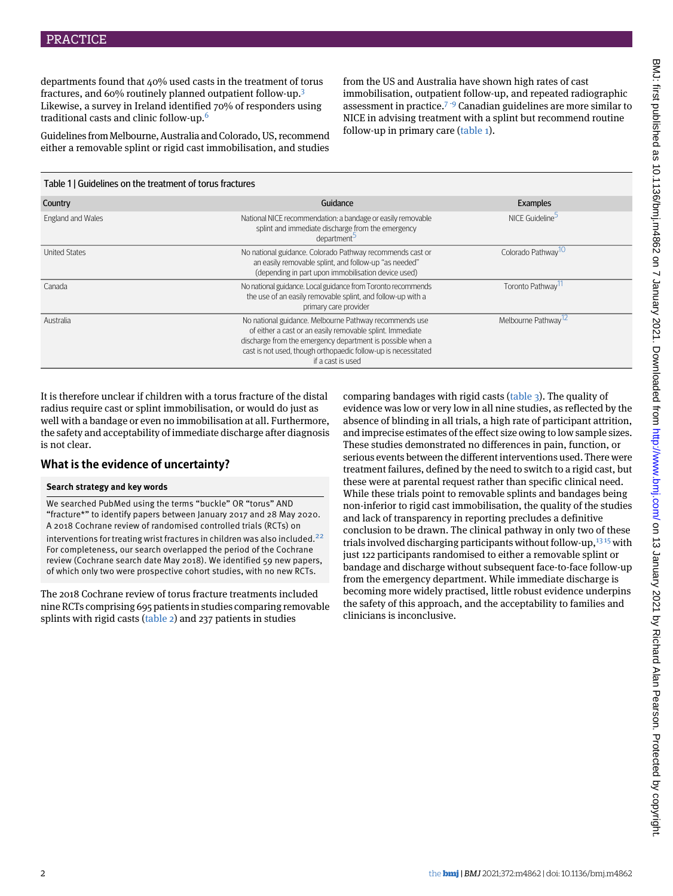departments found that 40% used casts in the treatment of torus fractures, and 60% routinely planned outpatient follow-up.[3] Likewise, a survey in Ireland identified 70% of responders using traditional casts and clinic follow-up.[6]

Guidelines from Melbourne, Australia and Colorado, US, recommend either a removable splint or rigid cast immobilisation, and studies from the US and Australia have shown high rates of cast immobilisation, outpatient follow-up, and repeated radiographic assessment in practice.[7-9] Canadian guidelines are more similar to NICE in advising treatment with a splint but recommend routine follow-up in primary care (table 1).

Table 1 | Guidelines on the treatment of torus fractures

| Country | Guidance | Examples |
|---|---|---|
| England and Wales | National NICE recommendation: a bandage or easily removable splint and immediate discharge from the emergency department[5] | NICE Guideline[5] |
| United States | No national guidance. Colorado Pathway recommends cast or an easily removable splint, and follow-up "as needed" (depending in part upon immobilisation device used) | Colorado Pathway[10] |
| Canada | No national guidance. Local guidance from Toronto recommends the use of an easily removable splint, and follow-up with a primary care provider | Toronto Pathway[11] |
| Australia | No national guidance. Melbourne Pathway recommends use of either a cast or an easily removable splint. Immediate discharge from the emergency department is possible when a cast is not used, though orthopaedic follow-up is necessitated if a cast is used | Melbourne Pathway[12] |

It is therefore unclear if children with a torus fracture of the distal radius require cast or splint immobilisation, or would do just as well with a bandage or even no immobilisation at all. Furthermore, the safety and acceptability of immediate discharge after diagnosis is not clear.

## What is the evidence of uncertainty?

**Search strategy and key words**

We searched PubMed using the terms "buckle" OR "torus" AND "fracture*" to identify papers between January 2017 and 28 May 2020. A 2018 Cochrane review of randomised controlled trials (RCTs) on interventions for treating wrist fractures in children was also included.[22] For completeness, our search overlapped the period of the Cochrane review (Cochrane search date May 2018). We identified 59 new papers, of which only two were prospective cohort studies, with no new RCTs.

The 2018 Cochrane review of torus fracture treatments included nine RCTs comprising 695 patients in studies comparing removable splints with rigid casts (table 2) and 237 patients in studies comparing bandages with rigid casts (table 3). The quality of evidence was low or very low in all nine studies, as reflected by the absence of blinding in all trials, a high rate of participant attrition, and imprecise estimates of the effect size owing to low sample sizes. These studies demonstrated no differences in pain, function, or serious events between the different interventions used. There were treatment failures, defined by the need to switch to a rigid cast, but these were at parental request rather than specific clinical need. While these trials point to removable splints and bandages being non-inferior to rigid cast immobilisation, the quality of the studies and lack of transparency in reporting precludes a definitive conclusion to be drawn. The clinical pathway in only two of these trials involved discharging participants without follow-up,[13,15] with just 122 participants randomised to either a removable splint or bandage and discharge without subsequent face-to-face follow-up from the emergency department. While immediate discharge is becoming more widely practised, little robust evidence underpins the safety of this approach, and the acceptability to families and clinicians is inconclusive.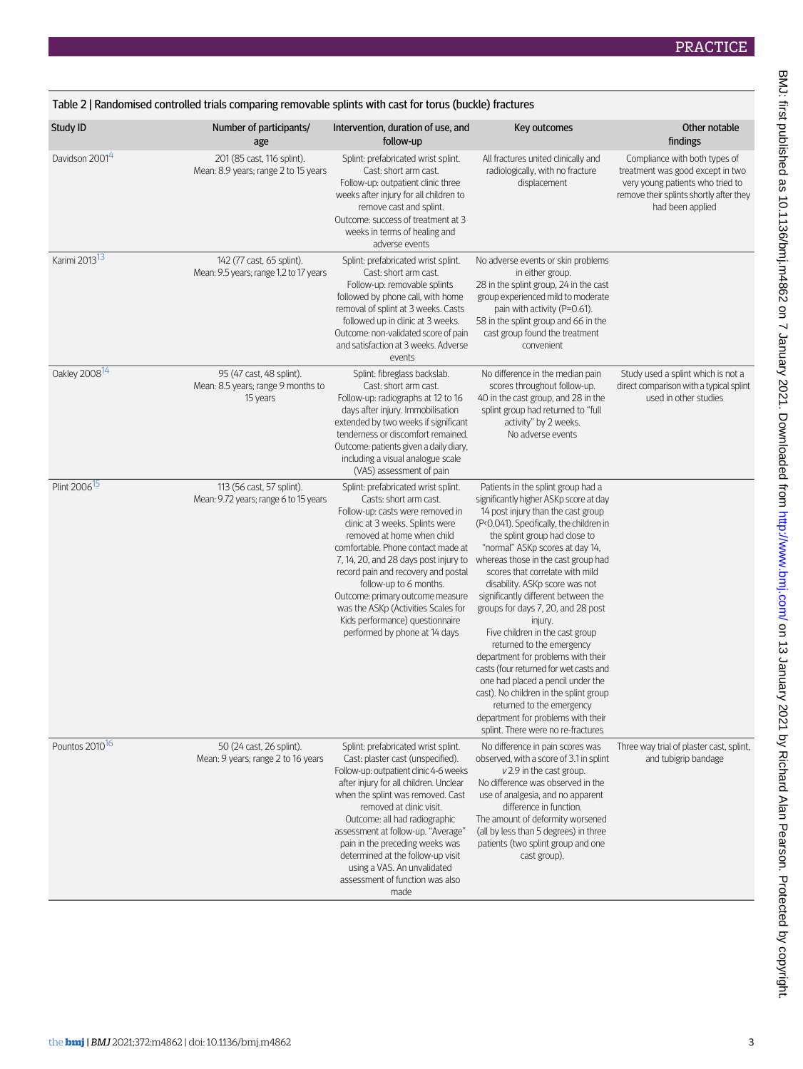Table 2 | Randomised controlled trials comparing removable splints with cast for torus (buckle) fractures

| Study ID | Number of participants/ age | Intervention, duration of use, and follow-up | Key outcomes | Other notable findings |
|---|---|---|---|---|
| Davidson 2001[4] | 201 (85 cast, 116 splint). Mean: 8.9 years; range 2 to 15 years | Splint: prefabricated wrist splint. Cast: short arm cast. Follow-up: outpatient clinic three weeks after injury for all children to remove cast and splint. Outcome: success of treatment at 3 weeks in terms of healing and adverse events | All fractures united clinically and radiologically, with no fracture displacement | Compliance with both types of treatment was good except in two very young patients who tried to remove their splints shortly after they had been applied |
| Karimi 2013[13] | 142 (77 cast, 65 splint). Mean: 9.5 years; range 1.2 to 17 years | Splint: prefabricated wrist splint. Cast: short arm cast. Follow-up: removable splints followed by phone call, with home removal of splint at 3 weeks. Casts followed up in clinic at 3 weeks. Outcome: non-validated score of pain and satisfaction at 3 weeks. Adverse events | No adverse events or skin problems in either group. 28 in the splint group, 24 in the cast group experienced mild to moderate pain with activity (P=0.61). 58 in the splint group and 66 in the cast group found the treatment convenient | |
| Oakley 2008[14] | 95 (47 cast, 48 splint). Mean: 8.5 years; range 9 months to 15 years | Splint: fibreglass backslab. Cast: short arm cast. Follow-up: radiographs at 12 to 16 days after injury. Immobilisation extended by two weeks if significant tenderness or discomfort remained. Outcome: patients given a daily diary, including a visual analogue scale (VAS) assessment of pain | No difference in the median pain scores throughout follow-up. 40 in the cast group, and 28 in the splint group had returned to "full activity" by 2 weeks. No adverse events | Study used a splint which is not a direct comparison with a typical splint used in other studies |
| Plint 2006[15] | 113 (56 cast, 57 splint). Mean: 9.72 years; range 6 to 15 years | Splint: prefabricated wrist splint. Casts: short arm cast. Follow-up: casts were removed in clinic at 3 weeks. Splints were removed at home when child comfortable. Phone contact made at 7, 14, 20, and 28 days post injury to record pain and recovery and postal follow-up to 6 months. Outcome: primary outcome measure was the ASKp (Activities Scales for Kids performance) questionnaire performed by phone at 14 days | Patients in the splint group had a significantly higher ASKp score at day 14 post injury than the cast group (P<0.041). Specifically, the children in the splint group had close to "normal" ASKp scores at day 14, whereas those in the cast group had scores that correlate with mild disability. ASKp score was not significantly different between the groups for days 7, 20, and 28 post injury. Five children in the cast group returned to the emergency department for problems with their casts (four returned for wet casts and one had placed a pencil under the cast). No children in the splint group returned to the emergency department for problems with their splint. There were no re-fractures | |
| Pountos 2010[16] | 50 (24 cast, 26 splint). Mean: 9 years; range 2 to 16 years | Splint: prefabricated wrist splint. Cast: plaster cast (unspecified). Follow-up: outpatient clinic 4-6 weeks after injury for all children. Unclear when the splint was removed. Cast removed at clinic visit. Outcome: all had radiographic assessment at follow-up. "Average" pain in the preceding weeks was determined at the follow-up visit using a VAS. An unvalidated assessment of function was also made | No difference in pain scores was observed, with a score of 3.1 in splint *v* 2.9 in the cast group. No difference was observed in the use of analgesia, and no apparent difference in function. The amount of deformity worsened (all by less than 5 degrees) in three patients (two splint group and one cast group). | Three way trial of plaster cast, splint, and tubigrip bandage |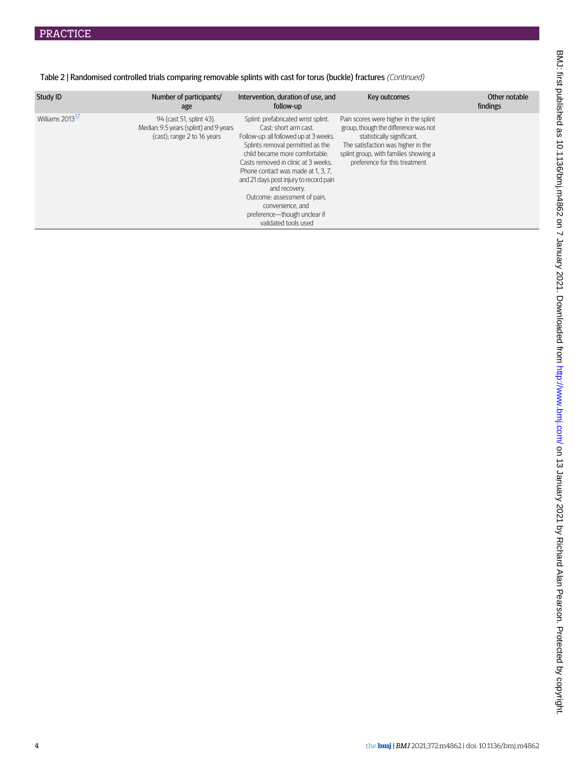Table 2 | Randomised controlled trials comparing removable splints with cast for torus (buckle) fractures *(Continued)*

| Study ID | Number of participants/ age | Intervention, duration of use, and follow-up | Key outcomes | Other notable findings |
|---|---|---|---|---|
| Williams 2013[17] | 94 (cast 51, splint 43). Median: 9.5 years (splint) and 9 years (cast); range 2 to 16 years | Splint: prefabricated wrist splint. Cast: short arm cast. Follow-up: all followed up at 3 weeks. Splints removal permitted as the child became more comfortable. Casts removed in clinic at 3 weeks. Phone contact was made at 1, 3, 7, and 21 days post injury to record pain and recovery. Outcome: assessment of pain, convenience, and preference—though unclear if validated tools used | Pain scores were higher in the splint group, though the difference was not statistically significant. The satisfaction was higher in the splint group, with families showing a preference for this treatment | |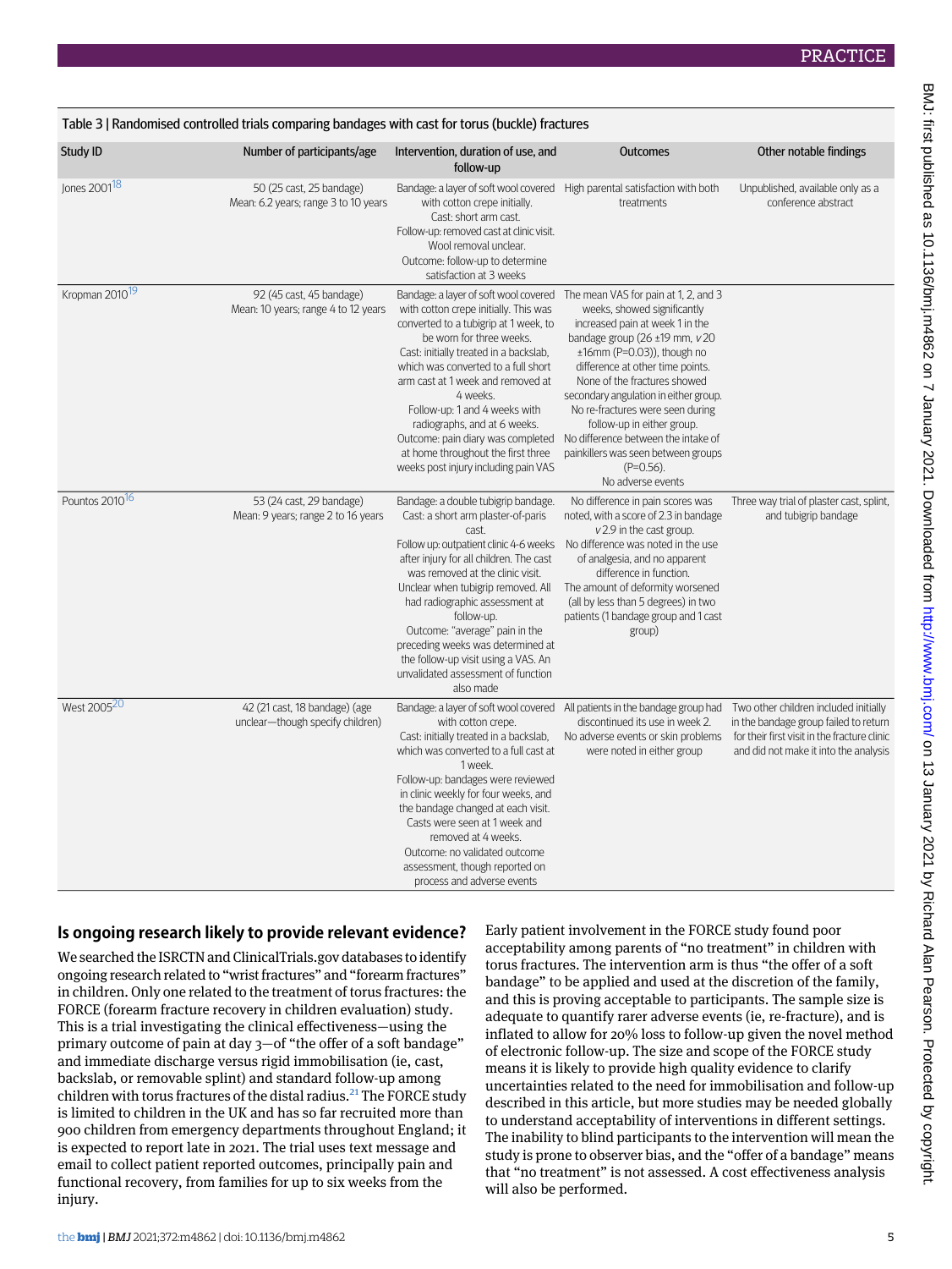Table 3 | Randomised controlled trials comparing bandages with cast for torus (buckle) fractures

| Study ID | Number of participants/age | Intervention, duration of use, and follow-up | Outcomes | Other notable findings |
|---|---|---|---|---|
| Jones 2001[18] | 50 (25 cast, 25 bandage) Mean: 6.2 years; range 3 to 10 years | Bandage: a layer of soft wool covered with cotton crepe initially. Cast: short arm cast. Follow-up: removed cast at clinic visit. Wool removal unclear. Outcome: follow-up to determine satisfaction at 3 weeks | High parental satisfaction with both treatments | Unpublished, available only as a conference abstract |
| Kropman 2010[19] | 92 (45 cast, 45 bandage) Mean: 10 years; range 4 to 12 years | Bandage: a layer of soft wool covered with cotton crepe initially. This was converted to a tubigrip at 1 week, to be worn for three weeks. Cast: initially treated in a backslab, which was converted to a full short arm cast at 1 week and removed at 4 weeks. Follow-up: 1 and 4 weeks with radiographs, and at 6 weeks. Outcome: pain diary was completed at home throughout the first three weeks post injury including pain VAS | The mean VAS for pain at 1, 2, and 3 weeks, showed significantly increased pain at week 1 in the bandage group (26 ±19 mm, *v* 20 ±16mm (P=0.03)), though no difference at other time points. None of the fractures showed secondary angulation in either group. No re-fractures were seen during follow-up in either group. No difference between the intake of painkillers was seen between groups (P=0.56). No adverse events | |
| Pountos 2010[16] | 53 (24 cast, 29 bandage) Mean: 9 years; range 2 to 16 years | Bandage: a double tubigrip bandage. Cast: a short arm plaster-of-paris cast. Follow up: outpatient clinic 4-6 weeks after injury for all children. The cast was removed at the clinic visit. Unclear when tubigrip removed. All had radiographic assessment at follow-up. Outcome: "average" pain in the preceding weeks was determined at the follow-up visit using a VAS. An unvalidated assessment of function also made | No difference in pain scores was noted, with a score of 2.3 in bandage *v* 2.9 in the cast group. No difference was noted in the use of analgesia, and no apparent difference in function. The amount of deformity worsened (all by less than 5 degrees) in two patients (1 bandage group and 1 cast group) | Three way trial of plaster cast, splint, and tubigrip bandage |
| West 2005[20] | 42 (21 cast, 18 bandage) (age unclear—though specify children) | Bandage: a layer of soft wool covered with cotton crepe. Cast: initially treated in a backslab, which was converted to a full cast at 1 week. Follow-up: bandages were reviewed in clinic weekly for four weeks, and the bandage changed at each visit. Casts were seen at 1 week and removed at 4 weeks. Outcome: no validated outcome assessment, though reported on process and adverse events | All patients in the bandage group had discontinued its use in week 2. No adverse events or skin problems were noted in either group | Two other children included initially in the bandage group failed to return for their first visit in the fracture clinic and did not make it into the analysis |

## Is ongoing research likely to provide relevant evidence?

We searched the ISRCTN and ClinicalTrials.gov databases to identify ongoing research related to "wrist fractures" and "forearm fractures" in children. Only one related to the treatment of torus fractures: the FORCE (forearm fracture recovery in children evaluation) study. This is a trial investigating the clinical effectiveness—using the primary outcome of pain at day 3—of "the offer of a soft bandage" and immediate discharge versus rigid immobilisation (ie, cast, backslab, or removable splint) and standard follow-up among children with torus fractures of the distal radius.[21] The FORCE study is limited to children in the UK and has so far recruited more than 900 children from emergency departments throughout England; it is expected to report late in 2021. The trial uses text message and email to collect patient reported outcomes, principally pain and functional recovery, from families for up to six weeks from the injury.

Early patient involvement in the FORCE study found poor acceptability among parents of "no treatment" in children with torus fractures. The intervention arm is thus "the offer of a soft bandage" to be applied and used at the discretion of the family, and this is proving acceptable to participants. The sample size is adequate to quantify rarer adverse events (ie, re-fracture), and is inflated to allow for 20% loss to follow-up given the novel method of electronic follow-up. The size and scope of the FORCE study means it is likely to provide high quality evidence to clarify uncertainties related to the need for immobilisation and follow-up described in this article, but more studies may be needed globally to understand acceptability of interventions in different settings. The inability to blind participants to the intervention will mean the study is prone to observer bias, and the "offer of a bandage" means that "no treatment" is not assessed. A cost effectiveness analysis will also be performed.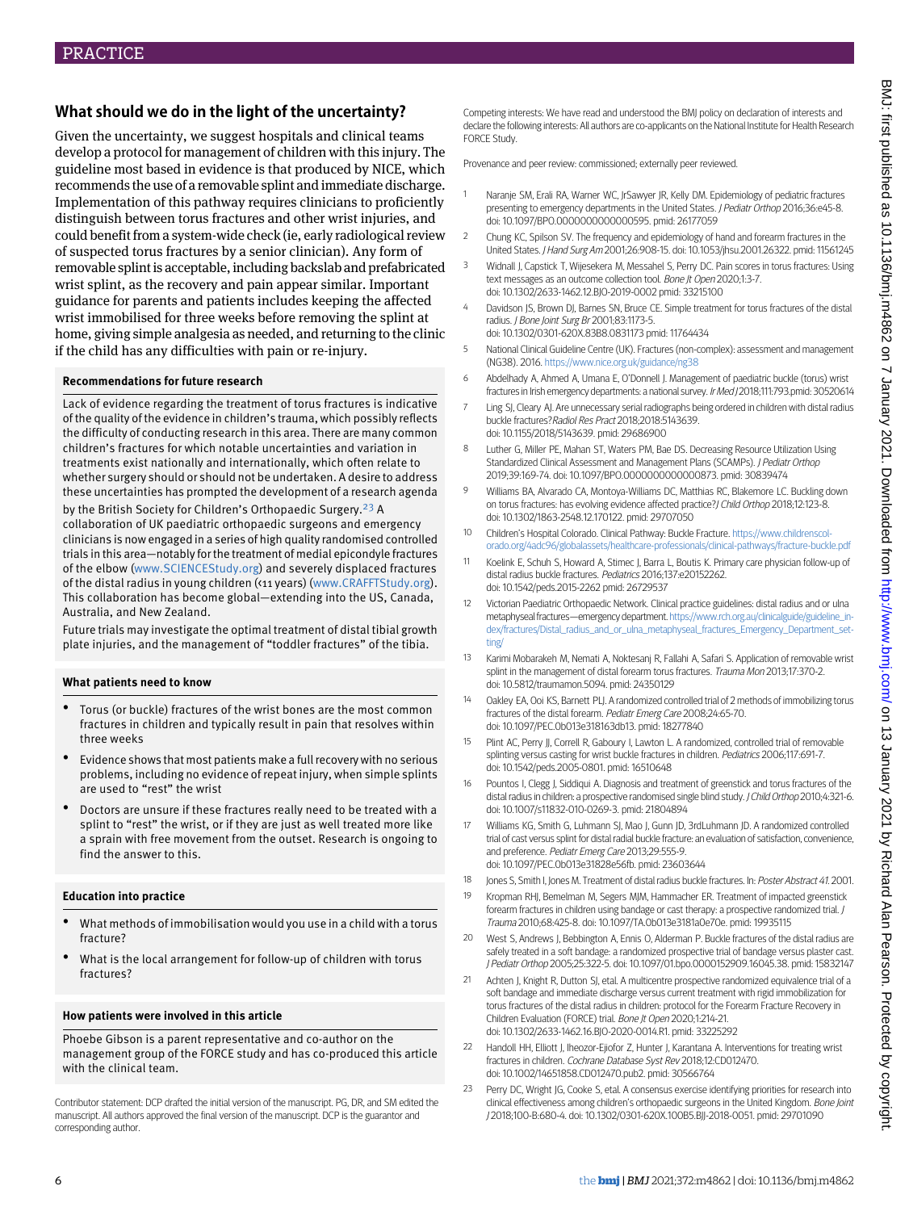## What should we do in the light of the uncertainty?

Given the uncertainty, we suggest hospitals and clinical teams develop a protocol for management of children with this injury. The guideline most based in evidence is that produced by NICE, which recommends the use of a removable splint and immediate discharge. Implementation of this pathway requires clinicians to proficiently distinguish between torus fractures and other wrist injuries, and could benefit from a system-wide check (ie, early radiological review of suspected torus fractures by a senior clinician). Any form of removable splint is acceptable, including backslab and prefabricated wrist splint, as the recovery and pain appear similar. Important guidance for parents and patients includes keeping the affected wrist immobilised for three weeks before removing the splint at home, giving simple analgesia as needed, and returning to the clinic if the child has any difficulties with pain or re-injury.

### Recommendations for future research

Lack of evidence regarding the treatment of torus fractures is indicative of the quality of the evidence in children's trauma, which possibly reflects the difficulty of conducting research in this area. There are many common children's fractures for which notable uncertainties and variation in treatments exist nationally and internationally, which often relate to whether surgery should or should not be undertaken. A desire to address these uncertainties has prompted the development of a research agenda by the British Society for Children's Orthopaedic Surgery.[23] A collaboration of UK paediatric orthopaedic surgeons and emergency clinicians is now engaged in a series of high quality randomised controlled trials in this area—notably for the treatment of medial epicondyle fractures of the elbow (www.SCIENCEStudy.org) and severely displaced fractures of the distal radius in young children (<11 years) (www.CRAFFTStudy.org). This collaboration has become global—extending into the US, Canada, Australia, and New Zealand.

Future trials may investigate the optimal treatment of distal tibial growth plate injuries, and the management of "toddler fractures" of the tibia.

### What patients need to know

- Torus (or buckle) fractures of the wrist bones are the most common fractures in children and typically result in pain that resolves within three weeks
- Evidence shows that most patients make a full recovery with no serious problems, including no evidence of repeat injury, when simple splints are used to "rest" the wrist
- Doctors are unsure if these fractures really need to be treated with a splint to "rest" the wrist, or if they are just as well treated more like a sprain with free movement from the outset. Research is ongoing to find the answer to this.

### Education into practice

- What methods of immobilisation would you use in a child with a torus fracture?
- What is the local arrangement for follow-up of children with torus fractures?

### How patients were involved in this article

Phoebe Gibson is a parent representative and co-author on the management group of the FORCE study and has co-produced this article with the clinical team.

Contributor statement: DCP drafted the initial version of the manuscript. PG, DR, and SM edited the manuscript. All authors approved the final version of the manuscript. DCP is the guarantor and corresponding author.

Competing interests: We have read and understood the BMJ policy on declaration of interests and declare the following interests: All authors are co-applicants on the National Institute for Health Research FORCE Study.

Provenance and peer review: commissioned; externally peer reviewed.

1. Naranje SM, Erali RA, Warner WC, JrSawyer JR, Kelly DM. Epidemiology of pediatric fractures presenting to emergency departments in the United States. *J Pediatr Orthop* 2016;36:e45-8. doi: 10.1097/BPO.0000000000000595. pmid: 26177059
2. Chung KC, Spilson SV. The frequency and epidemiology of hand and forearm fractures in the United States. *J Hand Surg Am* 2001;26:908-15. doi: 10.1053/jhsu.2001.26322. pmid: 11561245
3. Widnall J, Capstick T, Wijesekera M, Messahel S, Perry DC. Pain scores in torus fractures: Using text messages as an outcome collection tool. *Bone Jt Open* 2020;1:3-7. doi: 10.1302/2633-1462.12.BJO-2019-0002 pmid: 33215100
4. Davidson JS, Brown DJ, Barnes SN, Bruce CE. Simple treatment for torus fractures of the distal radius. *J Bone Joint Surg Br* 2001;83:1173-5. doi: 10.1302/0301-620X.83B8.0831173 pmid: 11764434
5. National Clinical Guideline Centre (UK). Fractures (non-complex): assessment and management (NG38). 2016. https://www.nice.org.uk/guidance/ng38
6. Abdelhady A, Ahmed A, Umana E, O'Donnell J. Management of paediatric buckle (torus) wrist fractures in Irish emergency departments: a national survey. *Ir Med J* 2018;111:793.pmid: 30520614
7. Ling SJ, Cleary AJ. Are unnecessary serial radiographs being ordered in children with distal radius buckle fractures? *Radiol Res Pract* 2018;2018:5143639. doi: 10.1155/2018/5143639. pmid: 29686900
8. Luther G, Miller PE, Mahan ST, Waters PM, Bae DS. Decreasing Resource Utilization Using Standardized Clinical Assessment and Management Plans (SCAMPs). *J Pediatr Orthop* 2019;39:169-74. doi: 10.1097/BPO.0000000000000873. pmid: 30839474
9. Williams BA, Alvarado CA, Montoya-Williams DC, Matthias RC, Blakemore LC. Buckling down on torus fractures: has evolving evidence affected practice? *J Child Orthop* 2018;12:123-8. doi: 10.1302/1863-2548.12.170122. pmid: 29707050
10. Children's Hospital Colorado. Clinical Pathway: Buckle Fracture. https://www.childrenscolorado.org/4adc96/globalassets/healthcare-professionals/clinical-pathways/fracture-buckle.pdf
11. Koelink E, Schuh S, Howard A, Stimec J, Barra L, Boutis K. Primary care physician follow-up of distal radius buckle fractures. *Pediatrics* 2016;137:e20152262. doi: 10.1542/peds.2015-2262 pmid: 26729537
12. Victorian Paediatric Orthopaedic Network. Clinical practice guidelines: distal radius and or ulna metaphyseal fractures—emergency department. https://www.rch.org.au/clinicalguide/guideline_index/fractures/Distal_radius_and_or_ulna_metaphyseal_fractures_Emergency_Department_setting/
13. Karimi Mobarakeh M, Nemati A, Noktesanj R, Fallahi A, Safari S. Application of removable wrist splint in the management of distal forearm torus fractures. *Trauma Mon* 2013;17:370-2. doi: 10.5812/traumamon.5094. pmid: 24350129
14. Oakley EA, Ooi KS, Barnett PLJ. A randomized controlled trial of 2 methods of immobilizing torus fractures of the distal forearm. *Pediatr Emerg Care* 2008;24:65-70. doi: 10.1097/PEC.0b013e318163db13. pmid: 18277840
15. Plint AC, Perry JJ, Correll R, Gaboury I, Lawton L. A randomized, controlled trial of removable splinting versus casting for wrist buckle fractures in children. *Pediatrics* 2006;117:691-7. doi: 10.1542/peds.2005-0801. pmid: 16510648
16. Pountos I, Clegg J, Siddiqui A. Diagnosis and treatment of greenstick and torus fractures of the distal radius in children: a prospective randomised single blind study. *J Child Orthop* 2010;4:321-6. doi: 10.1007/s11832-010-0269-3. pmid: 21804894
17. Williams KG, Smith G, Luhmann SJ, Mao J, Gunn JD, 3rdLuhmann JD. A randomized controlled trial of cast versus splint for distal radial buckle fracture: an evaluation of satisfaction, convenience, and preference. *Pediatr Emerg Care* 2013;29:555-9. doi: 10.1097/PEC.0b013e31828e56fb. pmid: 23603644
18. Jones S, Smith I, Jones M. Treatment of distal radius buckle fractures. In: *Poster Abstract 41.* 2001.
19. Kropman RHJ, Bemelman M, Segers MJM, Hammacher ER. Treatment of impacted greenstick forearm fractures in children using bandage or cast therapy: a prospective randomized trial. *J Trauma* 2010;68:425-8. doi: 10.1097/TA.0b013e3181a0e70e. pmid: 19935115
20. West S, Andrews J, Bebbington A, Ennis O, Alderman P. Buckle fractures of the distal radius are safely treated in a soft bandage: a randomized prospective trial of bandage versus plaster cast. *J Pediatr Orthop* 2005;25:322-5. doi: 10.1097/01.bpo.0000152909.16045.38. pmid: 15832147
21. Achten J, Knight R, Dutton SJ, etal. A multicentre prospective randomized equivalence trial of a soft bandage and immediate discharge versus current treatment with rigid immobilization for torus fractures of the distal radius in children: protocol for the Forearm Fracture Recovery in Children Evaluation (FORCE) trial. *Bone Jt Open* 2020;1:214-21. doi: 10.1302/2633-1462.16.BJO-2020-0014.R1. pmid: 33225292
22. Handoll HH, Elliott J, Iheozor-Ejiofor Z, Hunter J, Karantana A. Interventions for treating wrist fractures in children. *Cochrane Database Syst Rev* 2018;12:CD012470. doi: 10.1002/14651858.CD012470.pub2. pmid: 30566764
23. Perry DC, Wright JG, Cooke S, etal. A consensus exercise identifying priorities for research into clinical effectiveness among children's orthopaedic surgeons in the United Kingdom. *Bone Joint J* 2018;100-B:680-4. doi: 10.1302/0301-620X.100B5.BJJ-2018-0051. pmid: 29701090